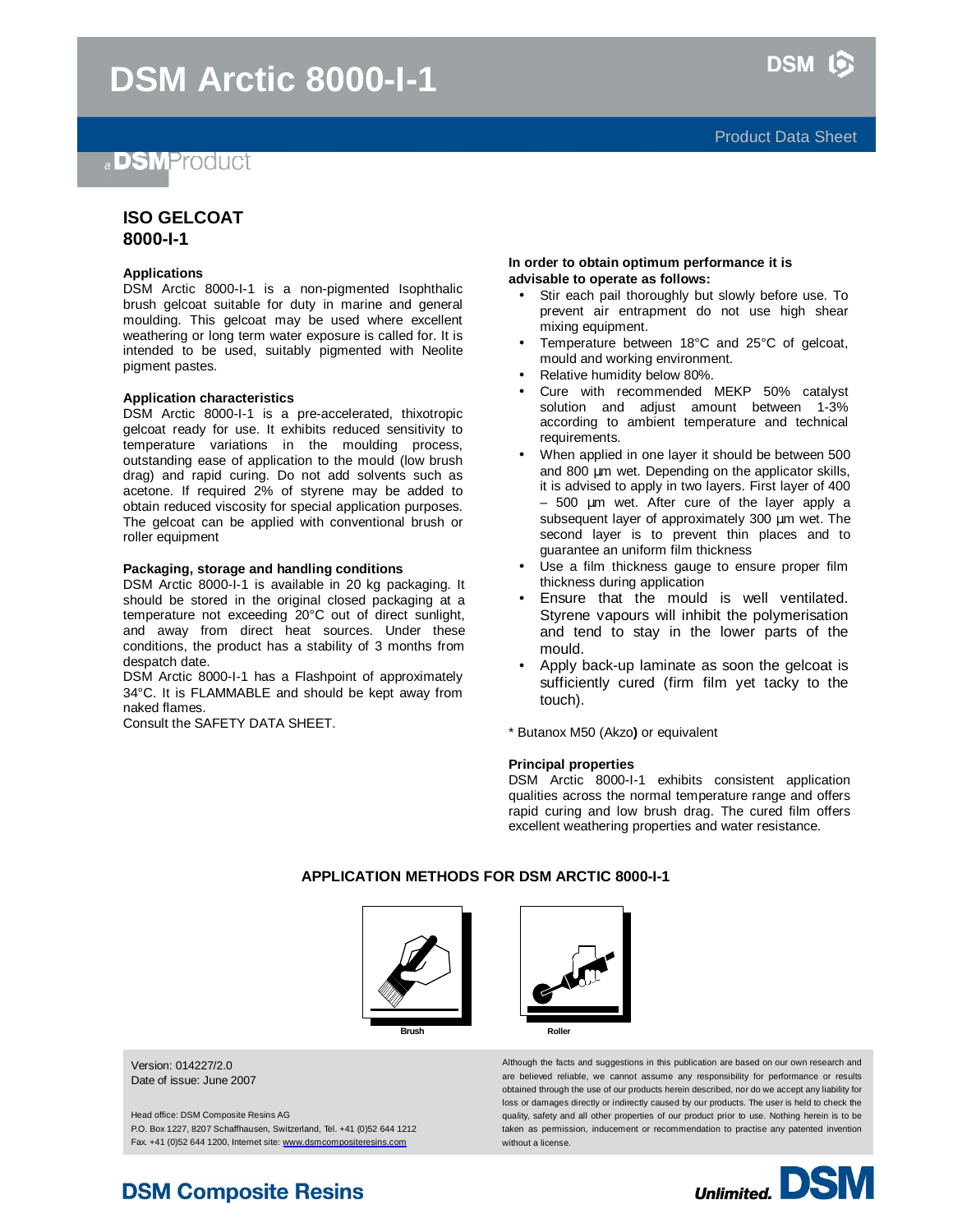# DSM Arctic 8000-I-1

Product Data Sheet

a DSM Product

## ISO GELCOAT 8000-I-1

### Applications

DSM Arctic 8000-I-1 is a non-pigmented Isophthalic brush gelcoat suitable for duty in marine and general moulding. This gelcoat may be used where excellent weathering or long term water exposure is called for. It is intended to be used, suitably pigmented with Neolite pigment pastes.

### Application characteristics

DSM Arctic 8000-I-1 is a pre-accelerated, thixotropic gelcoat ready for use. It exhibits reduced sensitivity to temperature variations in the moulding process, outstanding ease of application to the mould (low brush drag) and rapid curing. Do not add solvents such as acetone. If required 2% of styrene may be added to obtain reduced viscosity for special application purposes. The gelcoat can be applied with conventional brush or roller equipment

### Packaging, storage and handling conditions

DSM Arctic 8000-I-1 is available in 20 kg packaging. It should be stored in the original closed packaging at a temperature not exceeding 20°C out of direct sunlight, and away from direct heat sources. Under these conditions, the product has a stability of 3 months from despatch date.

DSM Arctic 8000-I-1 has a Flashpoint of approximately 34°C. It is FLAMMABLE and should be kept away from naked flames.

Consult the SAFETY DATA SHEET.

**In order to obtain optimum performance it is advisable to operate as follows:**

- Stir each pail thoroughly but slowly before use. To prevent air entrapment do not use high shear mixing equipment.
- Temperature between 18°C and 25°C of gelcoat, mould and working environment.
- Relative humidity below 80%.
- Cure with recommended MEKP 50% catalyst solution and adjust amount between 1-3% according to ambient temperature and technical requirements.
- When applied in one layer it should be between 500 and 800 µm wet. Depending on the applicator skills, it is advised to apply in two layers. First layer of 400 – 500 µm wet. After cure of the layer apply a subsequent layer of approximately 300 µm wet. The second layer is to prevent thin places and to guarantee an uniform film thickness
- Use a film thickness gauge to ensure proper film thickness during application
- Ensure that the mould is well ventilated. Styrene vapours will inhibit the polymerisation and tend to stay in the lower parts of the mould.
- Apply back-up laminate as soon the gelcoat is sufficiently cured (firm film yet tacky to the touch).

* Butanox M50 (Akzo**)** or equivalent

### Principal properties

DSM Arctic 8000-I-1 exhibits consistent application qualities across the normal temperature range and offers rapid curing and low brush drag. The cured film offers excellent weathering properties and water resistance.

### APPLICATION METHODS FOR DSM ARCTIC 8000-I-1

Brush

Roller

Version: 014227/2.0
Date of issue: June 2007

Head office: DSM Composite Resins AG
P.O. Box 1227, 8207 Schaffhausen, Switzerland, Tel. +41 (0)52 644 1212
Fax +41 (0)52 644 1200, Internet site: www.dsmcompositeresins.com

Although the facts and suggestions in this publication are based on our own research and are believed reliable, we cannot assume any responsibility for performance or results obtained through the use of our products herein described, nor do we accept any liability for loss or damages directly or indirectly caused by our products. The user is held to check the quality, safety and all other properties of our product prior to use. Nothing herein is to be taken as permission, inducement or recommendation to practise any patented invention without a license.

DSM Composite Resins

Unlimited. DSM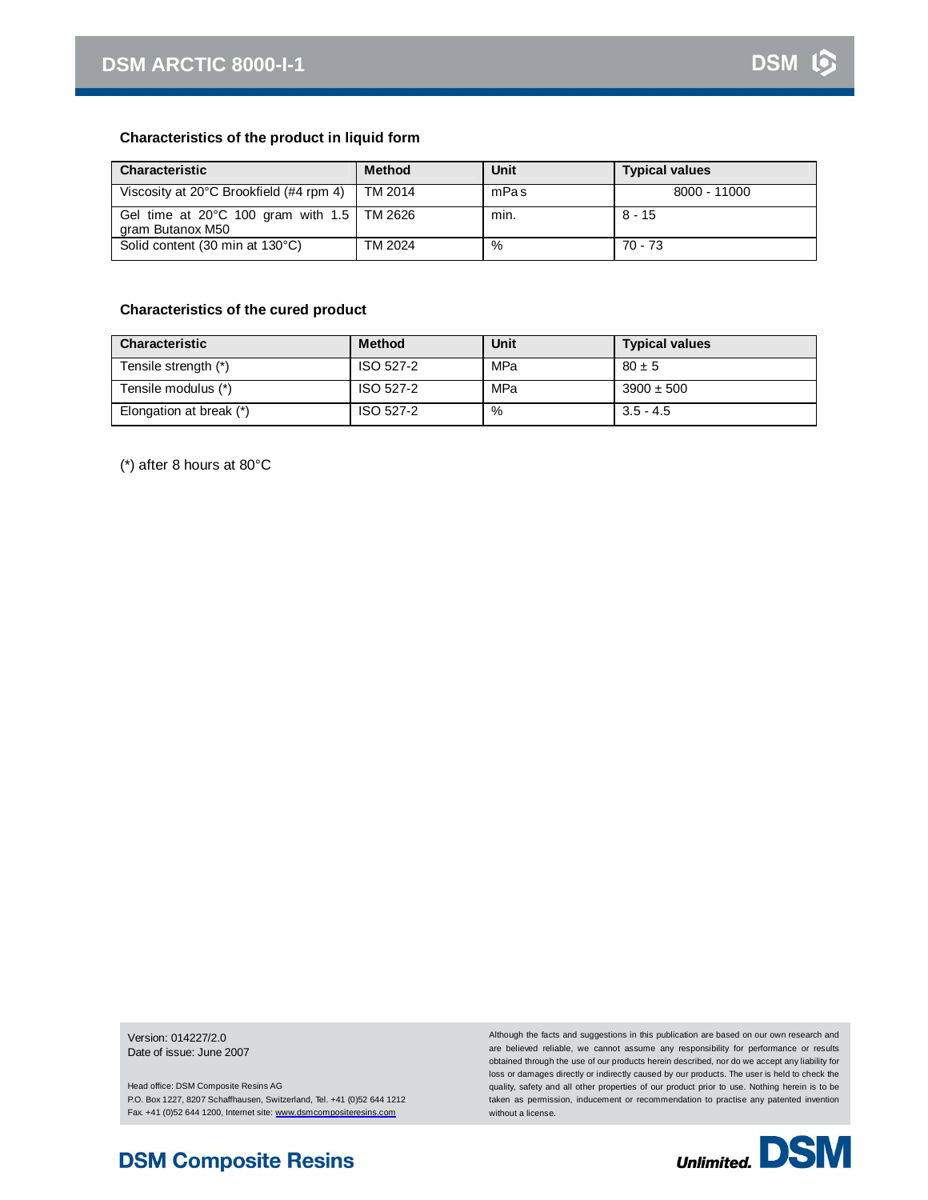### Characteristics of the product in liquid form

| Characteristic | Method | Unit | Typical values |
|---|---|---|---|
| Viscosity at 20°C Brookfield (#4 rpm 4) | TM 2014 | mPa s | 8000 - 11000 |
| Gel time at 20°C 100 gram with 1.5 gram Butanox M50 | TM 2626 | min. | 8 - 15 |
| Solid content (30 min at 130°C) | TM 2024 | % | 70 - 73 |

### Characteristics of the cured product

| Characteristic | Method | Unit | Typical values |
|---|---|---|---|
| Tensile strength (*) | ISO 527-2 | MPa | 80 ± 5 |
| Tensile modulus (*) | ISO 527-2 | MPa | 3900 ± 500 |
| Elongation at break (*) | ISO 527-2 | % | 3.5 - 4.5 |

(*) after 8 hours at 80°C

Version: 014227/2.0
Date of issue: June 2007

Head office: DSM Composite Resins AG
P.O. Box 1227, 8207 Schaffhausen, Switzerland, Tel. +41 (0)52 644 1212
Fax +41 (0)52 644 1200, Internet site: www.dsmcompositeresins.com

Although the facts and suggestions in this publication are based on our own research and are believed reliable, we cannot assume any responsibility for performance or results obtained through the use of our products herein described, nor do we accept any liability for loss or damages directly or indirectly caused by our products. The user is held to check the quality, safety and all other properties of our product prior to use. Nothing herein is to be taken as permission, inducement or recommendation to practise any patented invention without a license.

**DSM Composite Resins**

*Unlimited.* **DSM**